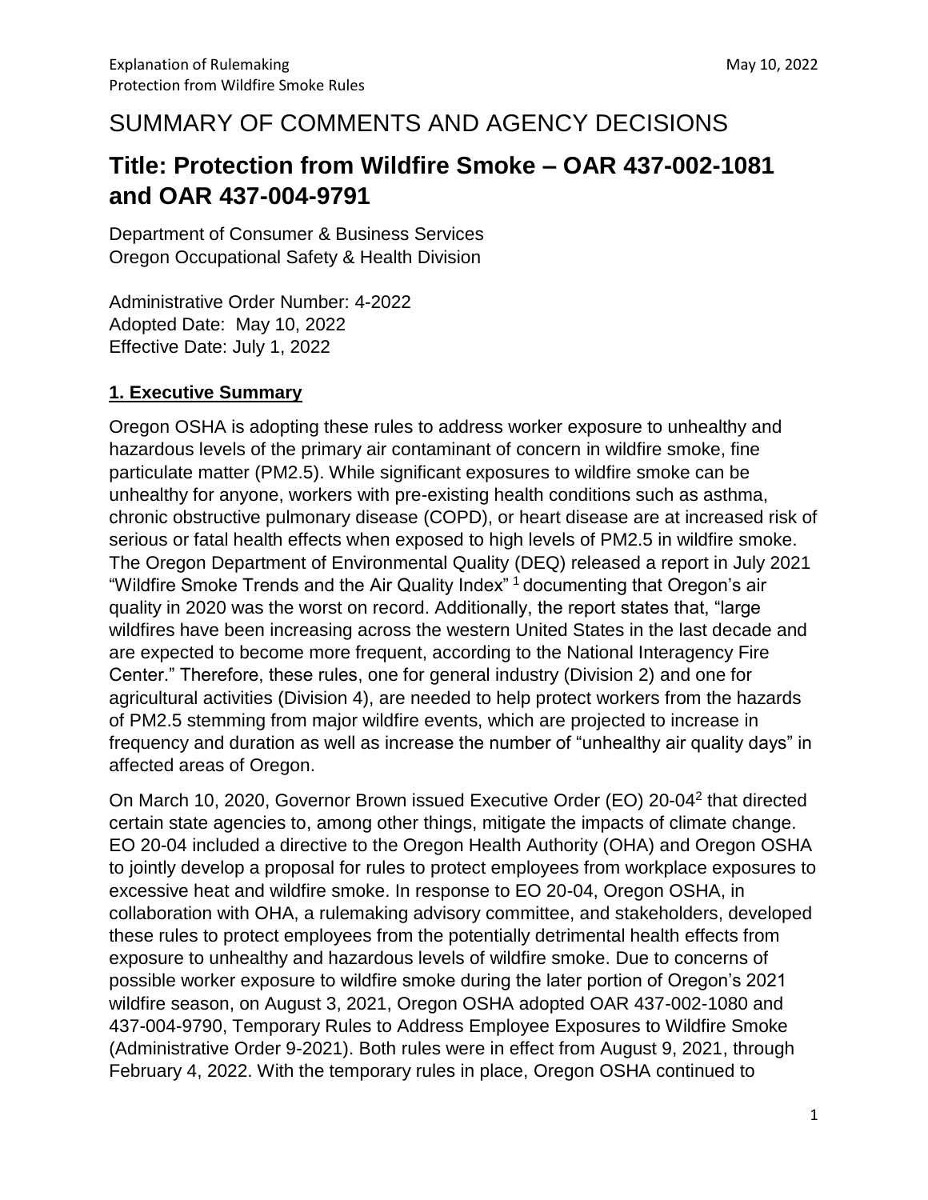# SUMMARY OF COMMENTS AND AGENCY DECISIONS

## Title: Protection from Wildfire Smoke – OAR 437-002-1081 and OAR 437-004-9791

Department of Consumer & Business Services
Oregon Occupational Safety & Health Division

Administrative Order Number: 4-2022
Adopted Date: May 10, 2022
Effective Date: July 1, 2022

### 1. Executive Summary

Oregon OSHA is adopting these rules to address worker exposure to unhealthy and hazardous levels of the primary air contaminant of concern in wildfire smoke, fine particulate matter (PM2.5). While significant exposures to wildfire smoke can be unhealthy for anyone, workers with pre-existing health conditions such as asthma, chronic obstructive pulmonary disease (COPD), or heart disease are at increased risk of serious or fatal health effects when exposed to high levels of PM2.5 in wildfire smoke. The Oregon Department of Environmental Quality (DEQ) released a report in July 2021 "Wildfire Smoke Trends and the Air Quality Index" [1] documenting that Oregon's air quality in 2020 was the worst on record. Additionally, the report states that, "large wildfires have been increasing across the western United States in the last decade and are expected to become more frequent, according to the National Interagency Fire Center." Therefore, these rules, one for general industry (Division 2) and one for agricultural activities (Division 4), are needed to help protect workers from the hazards of PM2.5 stemming from major wildfire events, which are projected to increase in frequency and duration as well as increase the number of "unhealthy air quality days" in affected areas of Oregon.

On March 10, 2020, Governor Brown issued Executive Order (EO) 20-04[2] that directed certain state agencies to, among other things, mitigate the impacts of climate change. EO 20-04 included a directive to the Oregon Health Authority (OHA) and Oregon OSHA to jointly develop a proposal for rules to protect employees from workplace exposures to excessive heat and wildfire smoke. In response to EO 20-04, Oregon OSHA, in collaboration with OHA, a rulemaking advisory committee, and stakeholders, developed these rules to protect employees from the potentially detrimental health effects from exposure to unhealthy and hazardous levels of wildfire smoke. Due to concerns of possible worker exposure to wildfire smoke during the later portion of Oregon's 2021 wildfire season, on August 3, 2021, Oregon OSHA adopted OAR 437-002-1080 and 437-004-9790, Temporary Rules to Address Employee Exposures to Wildfire Smoke (Administrative Order 9-2021). Both rules were in effect from August 9, 2021, through February 4, 2022. With the temporary rules in place, Oregon OSHA continued to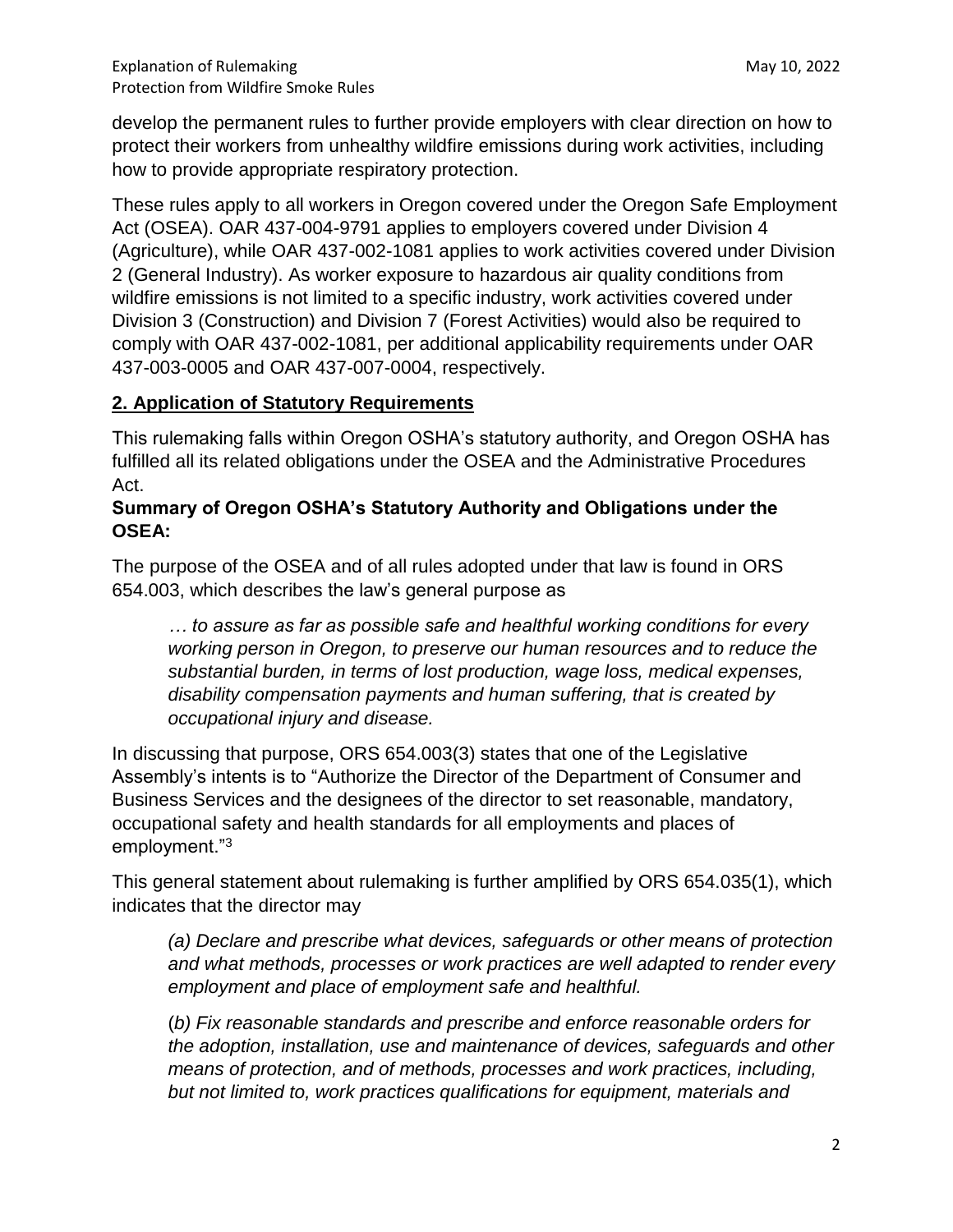develop the permanent rules to further provide employers with clear direction on how to protect their workers from unhealthy wildfire emissions during work activities, including how to provide appropriate respiratory protection.

These rules apply to all workers in Oregon covered under the Oregon Safe Employment Act (OSEA). OAR 437-004-9791 applies to employers covered under Division 4 (Agriculture), while OAR 437-002-1081 applies to work activities covered under Division 2 (General Industry). As worker exposure to hazardous air quality conditions from wildfire emissions is not limited to a specific industry, work activities covered under Division 3 (Construction) and Division 7 (Forest Activities) would also be required to comply with OAR 437-002-1081, per additional applicability requirements under OAR 437-003-0005 and OAR 437-007-0004, respectively.

## 2. Application of Statutory Requirements

This rulemaking falls within Oregon OSHA's statutory authority, and Oregon OSHA has fulfilled all its related obligations under the OSEA and the Administrative Procedures Act.

**Summary of Oregon OSHA's Statutory Authority and Obligations under the OSEA:**

The purpose of the OSEA and of all rules adopted under that law is found in ORS 654.003, which describes the law's general purpose as

> *… to assure as far as possible safe and healthful working conditions for every working person in Oregon, to preserve our human resources and to reduce the substantial burden, in terms of lost production, wage loss, medical expenses, disability compensation payments and human suffering, that is created by occupational injury and disease.*

In discussing that purpose, ORS 654.003(3) states that one of the Legislative Assembly's intents is to "Authorize the Director of the Department of Consumer and Business Services and the designees of the director to set reasonable, mandatory, occupational safety and health standards for all employments and places of employment."[3]

This general statement about rulemaking is further amplified by ORS 654.035(1), which indicates that the director may

> *(a) Declare and prescribe what devices, safeguards or other means of protection and what methods, processes or work practices are well adapted to render every employment and place of employment safe and healthful.*
>
> *(b) Fix reasonable standards and prescribe and enforce reasonable orders for the adoption, installation, use and maintenance of devices, safeguards and other means of protection, and of methods, processes and work practices, including, but not limited to, work practices qualifications for equipment, materials and*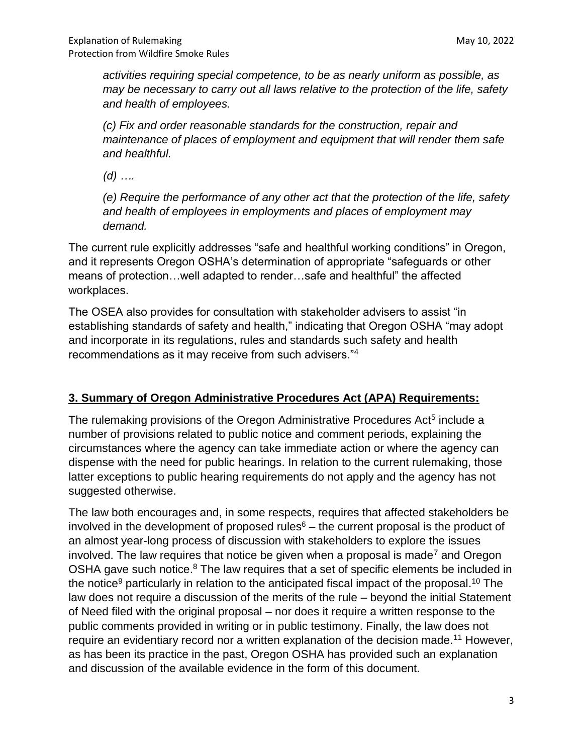*activities requiring special competence, to be as nearly uniform as possible, as may be necessary to carry out all laws relative to the protection of the life, safety and health of employees.*

*(c) Fix and order reasonable standards for the construction, repair and maintenance of places of employment and equipment that will render them safe and healthful.*

*(d) ….*

*(e) Require the performance of any other act that the protection of the life, safety and health of employees in employments and places of employment may demand.*

The current rule explicitly addresses "safe and healthful working conditions" in Oregon, and it represents Oregon OSHA's determination of appropriate "safeguards or other means of protection…well adapted to render…safe and healthful" the affected workplaces.

The OSEA also provides for consultation with stakeholder advisers to assist "in establishing standards of safety and health," indicating that Oregon OSHA "may adopt and incorporate in its regulations, rules and standards such safety and health recommendations as it may receive from such advisers."[4]

## 3. Summary of Oregon Administrative Procedures Act (APA) Requirements:

The rulemaking provisions of the Oregon Administrative Procedures Act[5] include a number of provisions related to public notice and comment periods, explaining the circumstances where the agency can take immediate action or where the agency can dispense with the need for public hearings. In relation to the current rulemaking, those latter exceptions to public hearing requirements do not apply and the agency has not suggested otherwise.

The law both encourages and, in some respects, requires that affected stakeholders be involved in the development of proposed rules[6] – the current proposal is the product of an almost year-long process of discussion with stakeholders to explore the issues involved. The law requires that notice be given when a proposal is made[7] and Oregon OSHA gave such notice.[8] The law requires that a set of specific elements be included in the notice[9] particularly in relation to the anticipated fiscal impact of the proposal.[10] The law does not require a discussion of the merits of the rule – beyond the initial Statement of Need filed with the original proposal – nor does it require a written response to the public comments provided in writing or in public testimony. Finally, the law does not require an evidentiary record nor a written explanation of the decision made.[11] However, as has been its practice in the past, Oregon OSHA has provided such an explanation and discussion of the available evidence in the form of this document.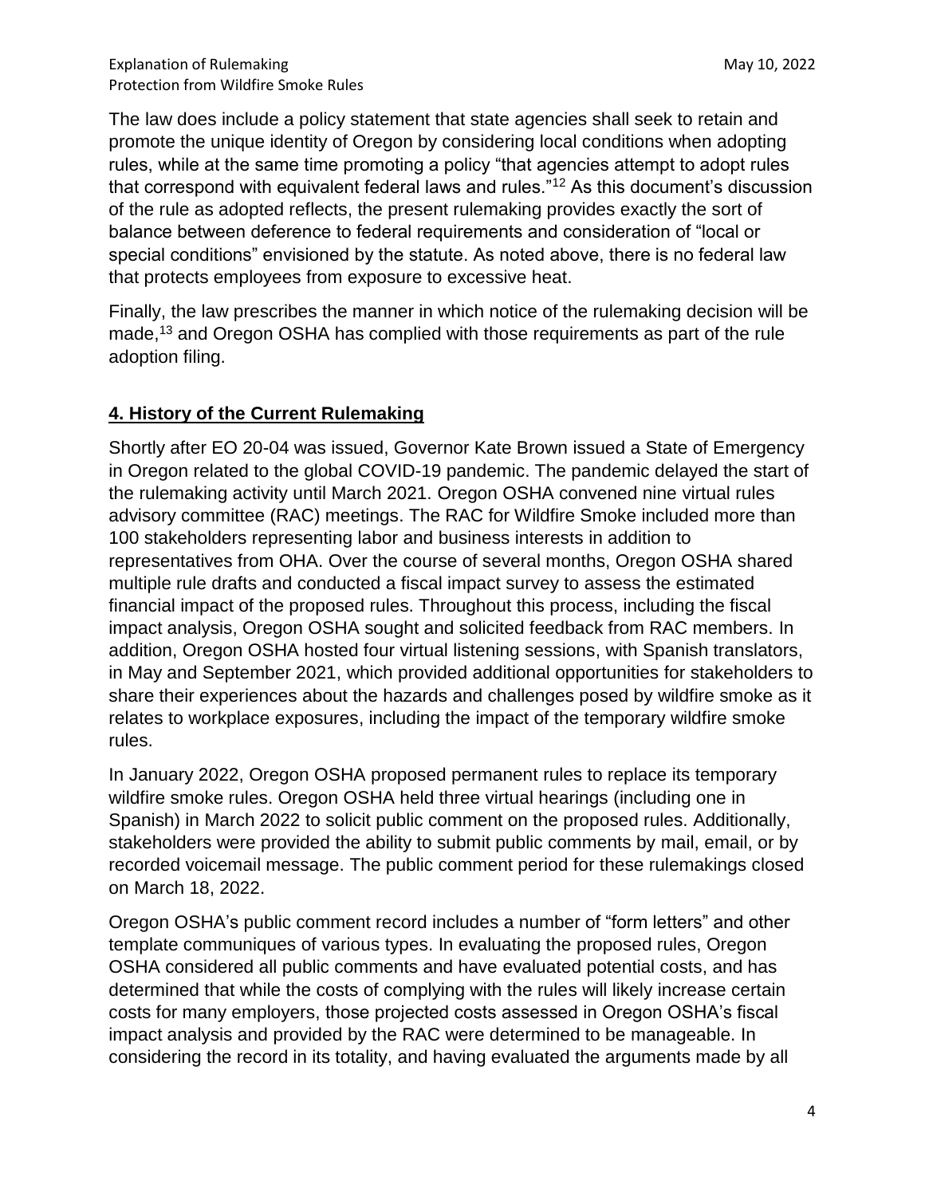The law does include a policy statement that state agencies shall seek to retain and promote the unique identity of Oregon by considering local conditions when adopting rules, while at the same time promoting a policy "that agencies attempt to adopt rules that correspond with equivalent federal laws and rules."[12] As this document's discussion of the rule as adopted reflects, the present rulemaking provides exactly the sort of balance between deference to federal requirements and consideration of "local or special conditions" envisioned by the statute. As noted above, there is no federal law that protects employees from exposure to excessive heat.

Finally, the law prescribes the manner in which notice of the rulemaking decision will be made,[13] and Oregon OSHA has complied with those requirements as part of the rule adoption filing.

## 4. History of the Current Rulemaking

Shortly after EO 20-04 was issued, Governor Kate Brown issued a State of Emergency in Oregon related to the global COVID-19 pandemic. The pandemic delayed the start of the rulemaking activity until March 2021. Oregon OSHA convened nine virtual rules advisory committee (RAC) meetings. The RAC for Wildfire Smoke included more than 100 stakeholders representing labor and business interests in addition to representatives from OHA. Over the course of several months, Oregon OSHA shared multiple rule drafts and conducted a fiscal impact survey to assess the estimated financial impact of the proposed rules. Throughout this process, including the fiscal impact analysis, Oregon OSHA sought and solicited feedback from RAC members. In addition, Oregon OSHA hosted four virtual listening sessions, with Spanish translators, in May and September 2021, which provided additional opportunities for stakeholders to share their experiences about the hazards and challenges posed by wildfire smoke as it relates to workplace exposures, including the impact of the temporary wildfire smoke rules.

In January 2022, Oregon OSHA proposed permanent rules to replace its temporary wildfire smoke rules. Oregon OSHA held three virtual hearings (including one in Spanish) in March 2022 to solicit public comment on the proposed rules. Additionally, stakeholders were provided the ability to submit public comments by mail, email, or by recorded voicemail message. The public comment period for these rulemakings closed on March 18, 2022.

Oregon OSHA's public comment record includes a number of "form letters" and other template communiques of various types. In evaluating the proposed rules, Oregon OSHA considered all public comments and have evaluated potential costs, and has determined that while the costs of complying with the rules will likely increase certain costs for many employers, those projected costs assessed in Oregon OSHA's fiscal impact analysis and provided by the RAC were determined to be manageable. In considering the record in its totality, and having evaluated the arguments made by all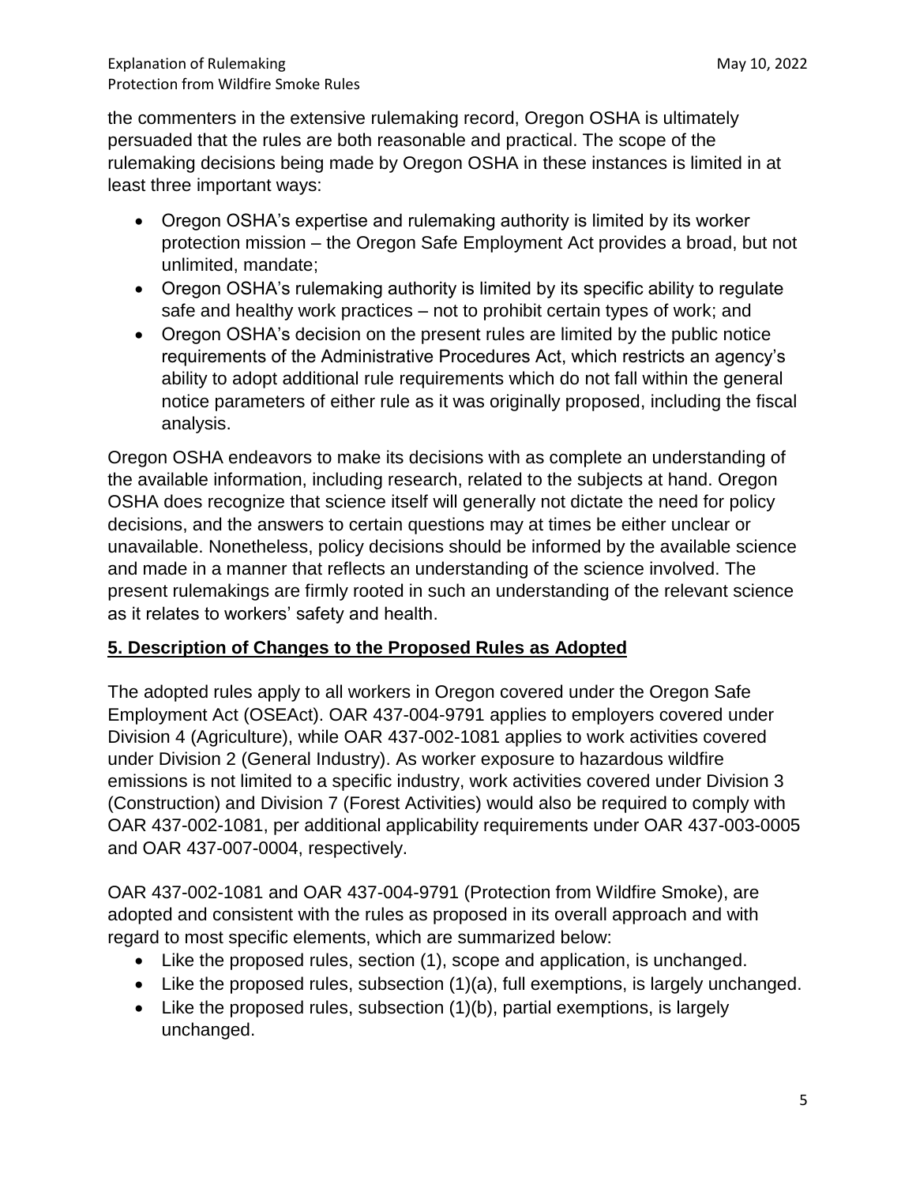the commenters in the extensive rulemaking record, Oregon OSHA is ultimately persuaded that the rules are both reasonable and practical. The scope of the rulemaking decisions being made by Oregon OSHA in these instances is limited in at least three important ways:

- Oregon OSHA's expertise and rulemaking authority is limited by its worker protection mission – the Oregon Safe Employment Act provides a broad, but not unlimited, mandate;
- Oregon OSHA's rulemaking authority is limited by its specific ability to regulate safe and healthy work practices – not to prohibit certain types of work; and
- Oregon OSHA's decision on the present rules are limited by the public notice requirements of the Administrative Procedures Act, which restricts an agency's ability to adopt additional rule requirements which do not fall within the general notice parameters of either rule as it was originally proposed, including the fiscal analysis.

Oregon OSHA endeavors to make its decisions with as complete an understanding of the available information, including research, related to the subjects at hand. Oregon OSHA does recognize that science itself will generally not dictate the need for policy decisions, and the answers to certain questions may at times be either unclear or unavailable. Nonetheless, policy decisions should be informed by the available science and made in a manner that reflects an understanding of the science involved. The present rulemakings are firmly rooted in such an understanding of the relevant science as it relates to workers' safety and health.

## **5. Description of Changes to the Proposed Rules as Adopted**

The adopted rules apply to all workers in Oregon covered under the Oregon Safe Employment Act (OSEAct). OAR 437-004-9791 applies to employers covered under Division 4 (Agriculture), while OAR 437-002-1081 applies to work activities covered under Division 2 (General Industry). As worker exposure to hazardous wildfire emissions is not limited to a specific industry, work activities covered under Division 3 (Construction) and Division 7 (Forest Activities) would also be required to comply with OAR 437-002-1081, per additional applicability requirements under OAR 437-003-0005 and OAR 437-007-0004, respectively.

OAR 437-002-1081 and OAR 437-004-9791 (Protection from Wildfire Smoke), are adopted and consistent with the rules as proposed in its overall approach and with regard to most specific elements, which are summarized below:

- Like the proposed rules, section (1), scope and application, is unchanged.
- Like the proposed rules, subsection (1)(a), full exemptions, is largely unchanged.
- Like the proposed rules, subsection (1)(b), partial exemptions, is largely unchanged.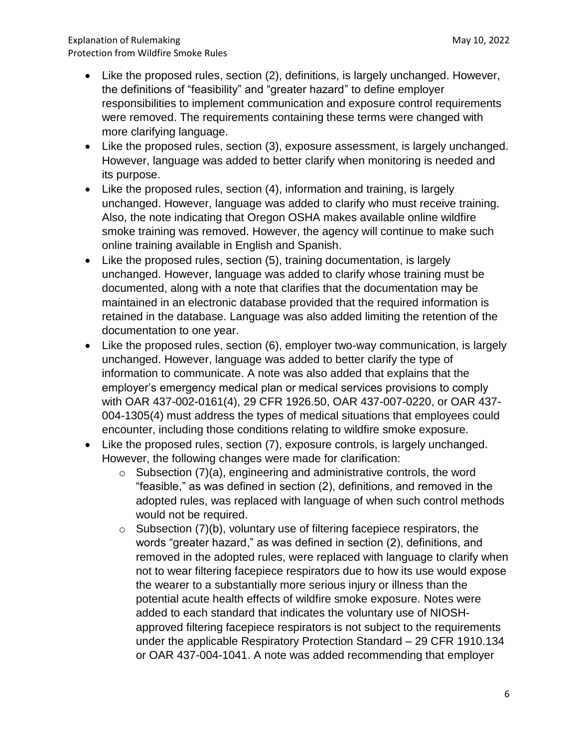- Like the proposed rules, section (2), definitions, is largely unchanged. However, the definitions of "feasibility" and "greater hazard" to define employer responsibilities to implement communication and exposure control requirements were removed. The requirements containing these terms were changed with more clarifying language.
- Like the proposed rules, section (3), exposure assessment, is largely unchanged. However, language was added to better clarify when monitoring is needed and its purpose.
- Like the proposed rules, section (4), information and training, is largely unchanged. However, language was added to clarify who must receive training. Also, the note indicating that Oregon OSHA makes available online wildfire smoke training was removed. However, the agency will continue to make such online training available in English and Spanish.
- Like the proposed rules, section (5), training documentation, is largely unchanged. However, language was added to clarify whose training must be documented, along with a note that clarifies that the documentation may be maintained in an electronic database provided that the required information is retained in the database. Language was also added limiting the retention of the documentation to one year.
- Like the proposed rules, section (6), employer two-way communication, is largely unchanged. However, language was added to better clarify the type of information to communicate. A note was also added that explains that the employer's emergency medical plan or medical services provisions to comply with OAR 437-002-0161(4), 29 CFR 1926.50, OAR 437-007-0220, or OAR 437-004-1305(4) must address the types of medical situations that employees could encounter, including those conditions relating to wildfire smoke exposure.
- Like the proposed rules, section (7), exposure controls, is largely unchanged. However, the following changes were made for clarification:
    - Subsection (7)(a), engineering and administrative controls, the word "feasible," as was defined in section (2), definitions, and removed in the adopted rules, was replaced with language of when such control methods would not be required.
    - Subsection (7)(b), voluntary use of filtering facepiece respirators, the words "greater hazard," as was defined in section (2), definitions, and removed in the adopted rules, were replaced with language to clarify when not to wear filtering facepiece respirators due to how its use would expose the wearer to a substantially more serious injury or illness than the potential acute health effects of wildfire smoke exposure. Notes were added to each standard that indicates the voluntary use of NIOSH-approved filtering facepiece respirators is not subject to the requirements under the applicable Respiratory Protection Standard – 29 CFR 1910.134 or OAR 437-004-1041. A note was added recommending that employer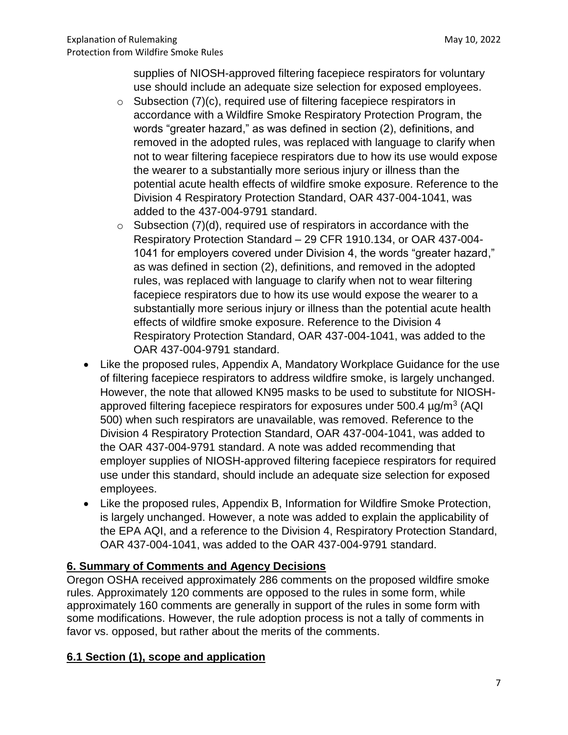supplies of NIOSH-approved filtering facepiece respirators for voluntary use should include an adequate size selection for exposed employees.

- Subsection (7)(c), required use of filtering facepiece respirators in accordance with a Wildfire Smoke Respiratory Protection Program, the words "greater hazard," as was defined in section (2), definitions, and removed in the adopted rules, was replaced with language to clarify when not to wear filtering facepiece respirators due to how its use would expose the wearer to a substantially more serious injury or illness than the potential acute health effects of wildfire smoke exposure. Reference to the Division 4 Respiratory Protection Standard, OAR 437-004-1041, was added to the 437-004-9791 standard.
- Subsection (7)(d), required use of respirators in accordance with the Respiratory Protection Standard – 29 CFR 1910.134, or OAR 437-004-1041 for employers covered under Division 4, the words "greater hazard," as was defined in section (2), definitions, and removed in the adopted rules, was replaced with language to clarify when not to wear filtering facepiece respirators due to how its use would expose the wearer to a substantially more serious injury or illness than the potential acute health effects of wildfire smoke exposure. Reference to the Division 4 Respiratory Protection Standard, OAR 437-004-1041, was added to the OAR 437-004-9791 standard.

- Like the proposed rules, Appendix A, Mandatory Workplace Guidance for the use of filtering facepiece respirators to address wildfire smoke, is largely unchanged. However, the note that allowed KN95 masks to be used to substitute for NIOSH-approved filtering facepiece respirators for exposures under 500.4 µg/m$^3$ (AQI 500) when such respirators are unavailable, was removed. Reference to the Division 4 Respiratory Protection Standard, OAR 437-004-1041, was added to the OAR 437-004-9791 standard. A note was added recommending that employer supplies of NIOSH-approved filtering facepiece respirators for required use under this standard, should include an adequate size selection for exposed employees.
- Like the proposed rules, Appendix B, Information for Wildfire Smoke Protection, is largely unchanged. However, a note was added to explain the applicability of the EPA AQI, and a reference to the Division 4, Respiratory Protection Standard, OAR 437-004-1041, was added to the OAR 437-004-9791 standard.

## 6. Summary of Comments and Agency Decisions

Oregon OSHA received approximately 286 comments on the proposed wildfire smoke rules. Approximately 120 comments are opposed to the rules in some form, while approximately 160 comments are generally in support of the rules in some form with some modifications. However, the rule adoption process is not a tally of comments in favor vs. opposed, but rather about the merits of the comments.

## 6.1 Section (1), scope and application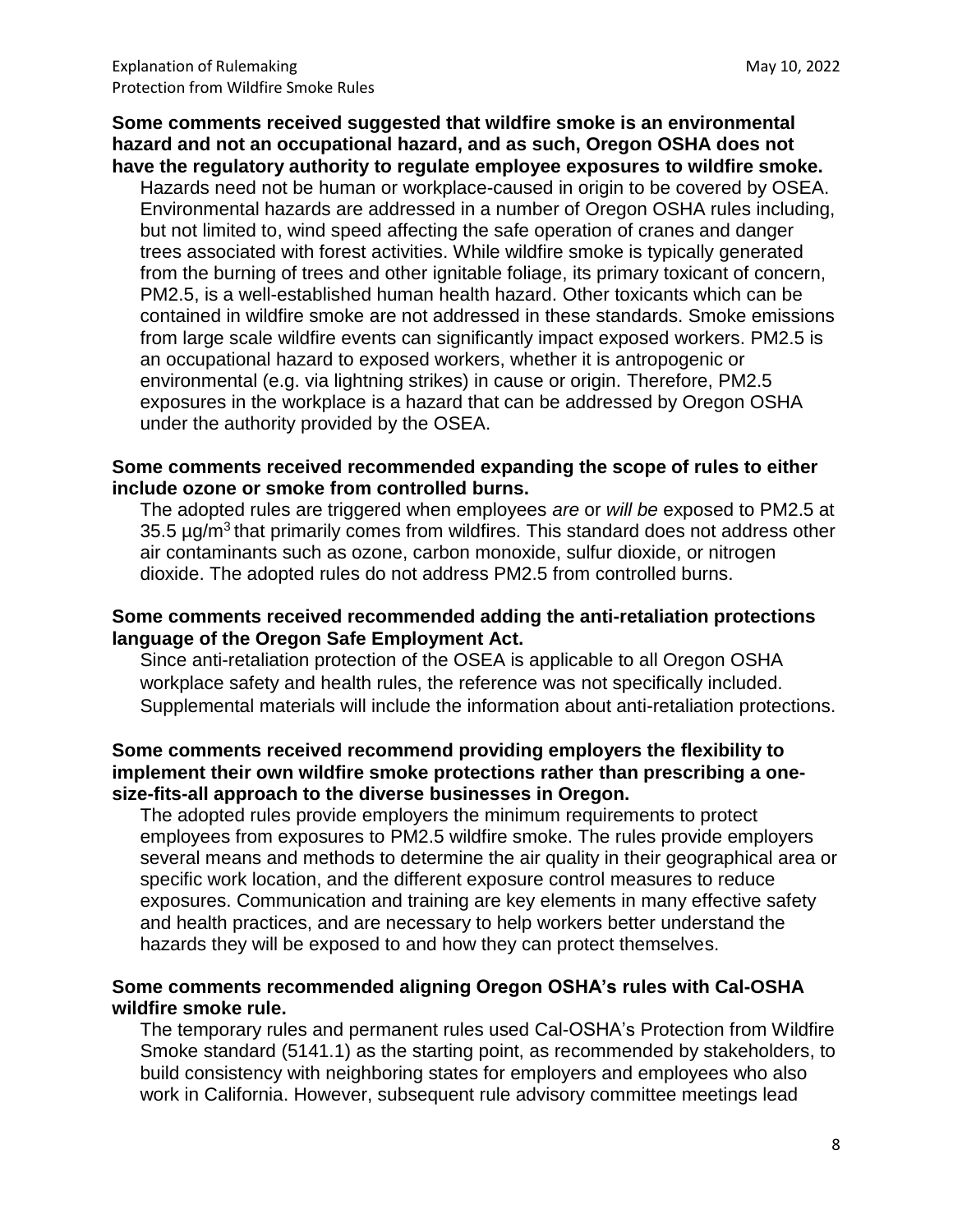**Some comments received suggested that wildfire smoke is an environmental hazard and not an occupational hazard, and as such, Oregon OSHA does not have the regulatory authority to regulate employee exposures to wildfire smoke.**

Hazards need not be human or workplace-caused in origin to be covered by OSEA. Environmental hazards are addressed in a number of Oregon OSHA rules including, but not limited to, wind speed affecting the safe operation of cranes and danger trees associated with forest activities. While wildfire smoke is typically generated from the burning of trees and other ignitable foliage, its primary toxicant of concern, PM2.5, is a well-established human health hazard. Other toxicants which can be contained in wildfire smoke are not addressed in these standards. Smoke emissions from large scale wildfire events can significantly impact exposed workers. PM2.5 is an occupational hazard to exposed workers, whether it is antropogenic or environmental (e.g. via lightning strikes) in cause or origin. Therefore, PM2.5 exposures in the workplace is a hazard that can be addressed by Oregon OSHA under the authority provided by the OSEA.

**Some comments received recommended expanding the scope of rules to either include ozone or smoke from controlled burns.**

The adopted rules are triggered when employees *are* or *will be* exposed to PM2.5 at 35.5 µg/m$^3$ that primarily comes from wildfires. This standard does not address other air contaminants such as ozone, carbon monoxide, sulfur dioxide, or nitrogen dioxide. The adopted rules do not address PM2.5 from controlled burns.

**Some comments received recommended adding the anti-retaliation protections language of the Oregon Safe Employment Act.**

Since anti-retaliation protection of the OSEA is applicable to all Oregon OSHA workplace safety and health rules, the reference was not specifically included. Supplemental materials will include the information about anti-retaliation protections.

**Some comments received recommend providing employers the flexibility to implement their own wildfire smoke protections rather than prescribing a one-size-fits-all approach to the diverse businesses in Oregon.**

The adopted rules provide employers the minimum requirements to protect employees from exposures to PM2.5 wildfire smoke. The rules provide employers several means and methods to determine the air quality in their geographical area or specific work location, and the different exposure control measures to reduce exposures. Communication and training are key elements in many effective safety and health practices, and are necessary to help workers better understand the hazards they will be exposed to and how they can protect themselves.

**Some comments recommended aligning Oregon OSHA's rules with Cal-OSHA wildfire smoke rule.**

The temporary rules and permanent rules used Cal-OSHA's Protection from Wildfire Smoke standard (5141.1) as the starting point, as recommended by stakeholders, to build consistency with neighboring states for employers and employees who also work in California. However, subsequent rule advisory committee meetings lead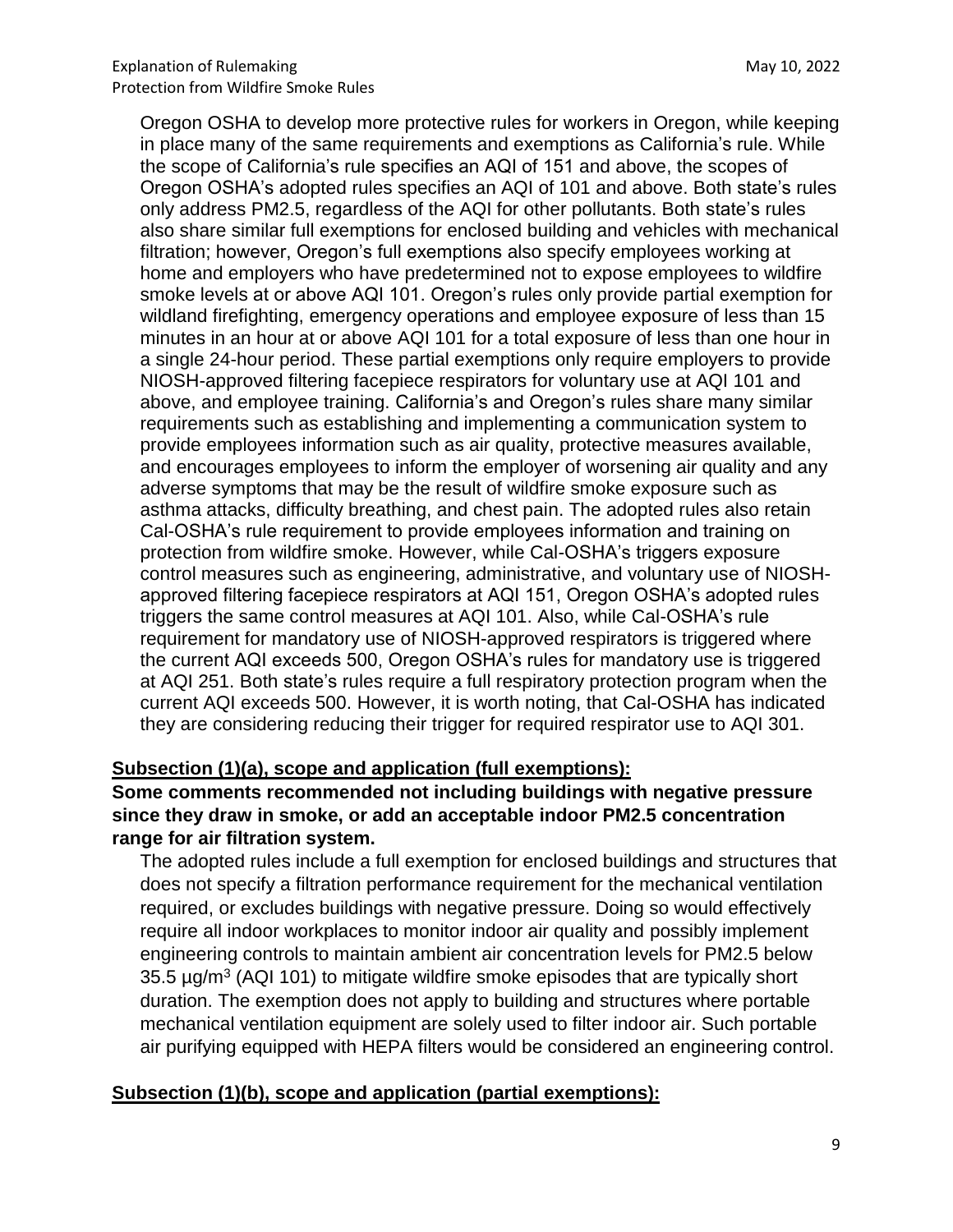Oregon OSHA to develop more protective rules for workers in Oregon, while keeping in place many of the same requirements and exemptions as California's rule. While the scope of California's rule specifies an AQI of 151 and above, the scopes of Oregon OSHA's adopted rules specifies an AQI of 101 and above. Both state's rules only address PM2.5, regardless of the AQI for other pollutants. Both state's rules also share similar full exemptions for enclosed building and vehicles with mechanical filtration; however, Oregon's full exemptions also specify employees working at home and employers who have predetermined not to expose employees to wildfire smoke levels at or above AQI 101. Oregon's rules only provide partial exemption for wildland firefighting, emergency operations and employee exposure of less than 15 minutes in an hour at or above AQI 101 for a total exposure of less than one hour in a single 24-hour period. These partial exemptions only require employers to provide NIOSH-approved filtering facepiece respirators for voluntary use at AQI 101 and above, and employee training. California's and Oregon's rules share many similar requirements such as establishing and implementing a communication system to provide employees information such as air quality, protective measures available, and encourages employees to inform the employer of worsening air quality and any adverse symptoms that may be the result of wildfire smoke exposure such as asthma attacks, difficulty breathing, and chest pain. The adopted rules also retain Cal-OSHA's rule requirement to provide employees information and training on protection from wildfire smoke. However, while Cal-OSHA's triggers exposure control measures such as engineering, administrative, and voluntary use of NIOSH-approved filtering facepiece respirators at AQI 151, Oregon OSHA's adopted rules triggers the same control measures at AQI 101. Also, while Cal-OSHA's rule requirement for mandatory use of NIOSH-approved respirators is triggered where the current AQI exceeds 500, Oregon OSHA's rules for mandatory use is triggered at AQI 251. Both state's rules require a full respiratory protection program when the current AQI exceeds 500. However, it is worth noting, that Cal-OSHA has indicated they are considering reducing their trigger for required respirator use to AQI 301.

## Subsection (1)(a), scope and application (full exemptions):

**Some comments recommended not including buildings with negative pressure since they draw in smoke, or add an acceptable indoor PM2.5 concentration range for air filtration system.**

The adopted rules include a full exemption for enclosed buildings and structures that does not specify a filtration performance requirement for the mechanical ventilation required, or excludes buildings with negative pressure. Doing so would effectively require all indoor workplaces to monitor indoor air quality and possibly implement engineering controls to maintain ambient air concentration levels for PM2.5 below 35.5 µg/m$^3$ (AQI 101) to mitigate wildfire smoke episodes that are typically short duration. The exemption does not apply to building and structures where portable mechanical ventilation equipment are solely used to filter indoor air. Such portable air purifying equipped with HEPA filters would be considered an engineering control.

## Subsection (1)(b), scope and application (partial exemptions):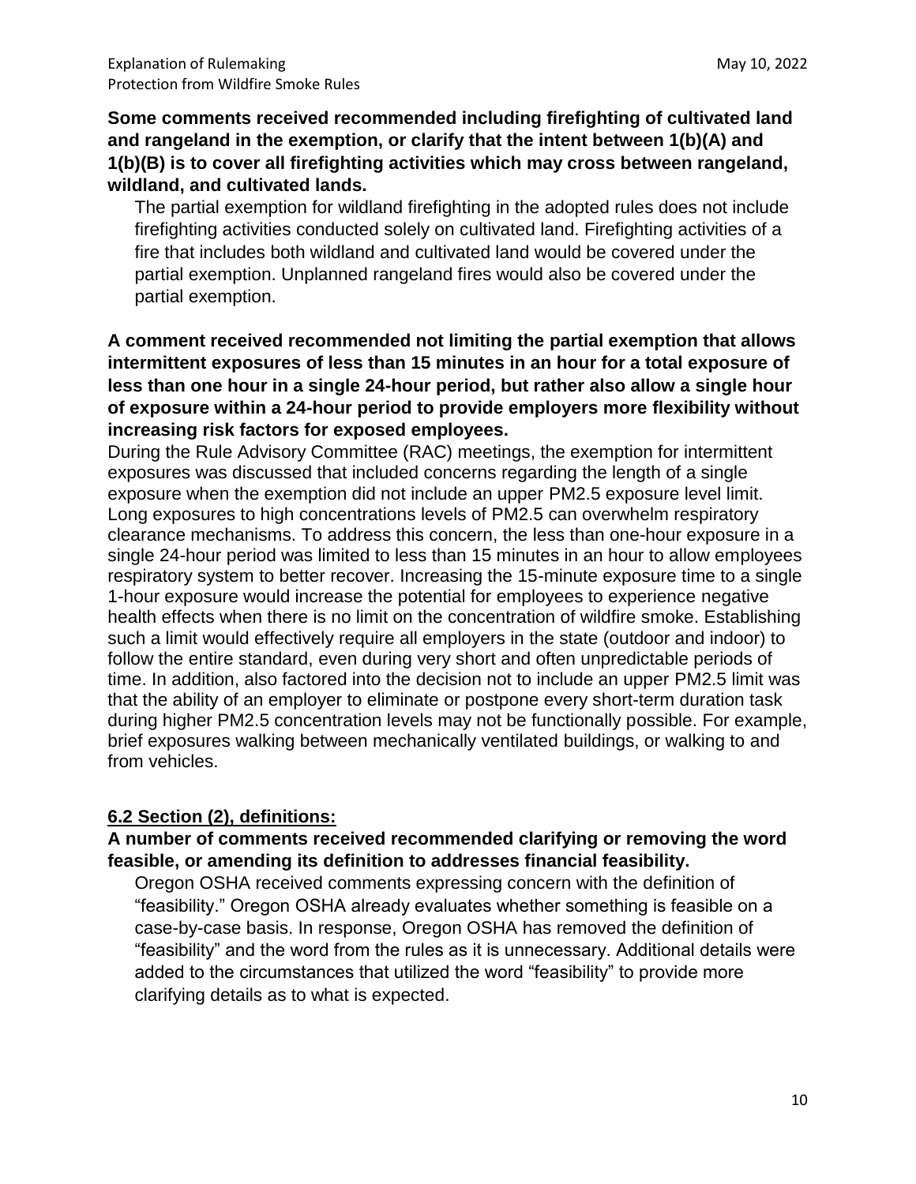**Some comments received recommended including firefighting of cultivated land and rangeland in the exemption, or clarify that the intent between 1(b)(A) and 1(b)(B) is to cover all firefighting activities which may cross between rangeland, wildland, and cultivated lands.**

The partial exemption for wildland firefighting in the adopted rules does not include firefighting activities conducted solely on cultivated land. Firefighting activities of a fire that includes both wildland and cultivated land would be covered under the partial exemption. Unplanned rangeland fires would also be covered under the partial exemption.

**A comment received recommended not limiting the partial exemption that allows intermittent exposures of less than 15 minutes in an hour for a total exposure of less than one hour in a single 24-hour period, but rather also allow a single hour of exposure within a 24-hour period to provide employers more flexibility without increasing risk factors for exposed employees.**

During the Rule Advisory Committee (RAC) meetings, the exemption for intermittent exposures was discussed that included concerns regarding the length of a single exposure when the exemption did not include an upper PM2.5 exposure level limit. Long exposures to high concentrations levels of PM2.5 can overwhelm respiratory clearance mechanisms. To address this concern, the less than one-hour exposure in a single 24-hour period was limited to less than 15 minutes in an hour to allow employees respiratory system to better recover. Increasing the 15-minute exposure time to a single 1-hour exposure would increase the potential for employees to experience negative health effects when there is no limit on the concentration of wildfire smoke. Establishing such a limit would effectively require all employers in the state (outdoor and indoor) to follow the entire standard, even during very short and often unpredictable periods of time. In addition, also factored into the decision not to include an upper PM2.5 limit was that the ability of an employer to eliminate or postpone every short-term duration task during higher PM2.5 concentration levels may not be functionally possible. For example, brief exposures walking between mechanically ventilated buildings, or walking to and from vehicles.

## **6.2 Section (2), definitions:**

**A number of comments received recommended clarifying or removing the word feasible, or amending its definition to addresses financial feasibility.**

Oregon OSHA received comments expressing concern with the definition of "feasibility." Oregon OSHA already evaluates whether something is feasible on a case-by-case basis. In response, Oregon OSHA has removed the definition of "feasibility" and the word from the rules as it is unnecessary. Additional details were added to the circumstances that utilized the word "feasibility" to provide more clarifying details as to what is expected.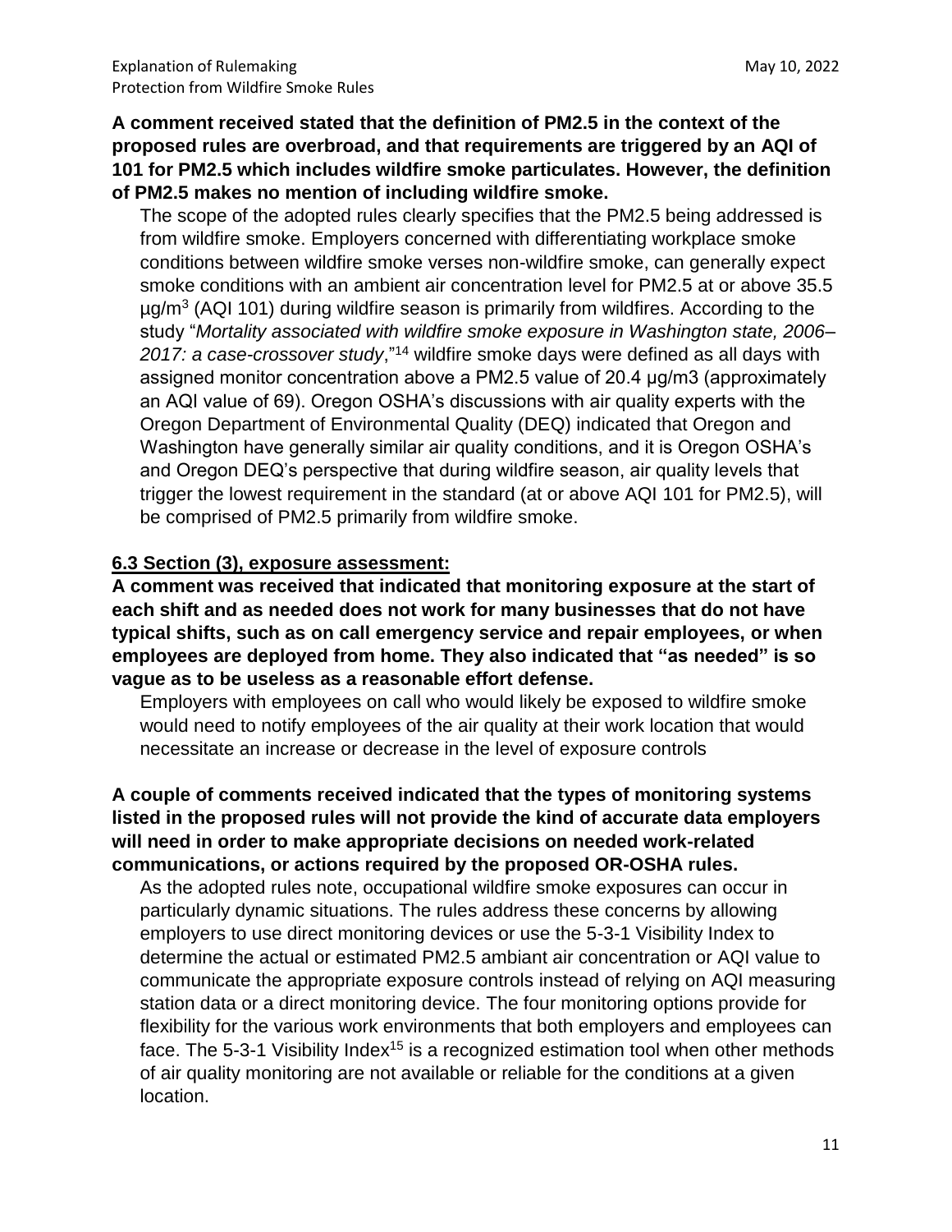**A comment received stated that the definition of PM2.5 in the context of the proposed rules are overbroad, and that requirements are triggered by an AQI of 101 for PM2.5 which includes wildfire smoke particulates. However, the definition of PM2.5 makes no mention of including wildfire smoke.**

The scope of the adopted rules clearly specifies that the PM2.5 being addressed is from wildfire smoke. Employers concerned with differentiating workplace smoke conditions between wildfire smoke verses non-wildfire smoke, can generally expect smoke conditions with an ambient air concentration level for PM2.5 at or above 35.5 µg/m$^3$ (AQI 101) during wildfire season is primarily from wildfires. According to the study "*Mortality associated with wildfire smoke exposure in Washington state, 2006–2017: a case-crossover study*,"[14] wildfire smoke days were defined as all days with assigned monitor concentration above a PM2.5 value of 20.4 µg/m3 (approximately an AQI value of 69). Oregon OSHA's discussions with air quality experts with the Oregon Department of Environmental Quality (DEQ) indicated that Oregon and Washington have generally similar air quality conditions, and it is Oregon OSHA's and Oregon DEQ's perspective that during wildfire season, air quality levels that trigger the lowest requirement in the standard (at or above AQI 101 for PM2.5), will be comprised of PM2.5 primarily from wildfire smoke.

**6.3 Section (3), exposure assessment:**

**A comment was received that indicated that monitoring exposure at the start of each shift and as needed does not work for many businesses that do not have typical shifts, such as on call emergency service and repair employees, or when employees are deployed from home. They also indicated that "as needed" is so vague as to be useless as a reasonable effort defense.**

Employers with employees on call who would likely be exposed to wildfire smoke would need to notify employees of the air quality at their work location that would necessitate an increase or decrease in the level of exposure controls

**A couple of comments received indicated that the types of monitoring systems listed in the proposed rules will not provide the kind of accurate data employers will need in order to make appropriate decisions on needed work-related communications, or actions required by the proposed OR-OSHA rules.**

As the adopted rules note, occupational wildfire smoke exposures can occur in particularly dynamic situations. The rules address these concerns by allowing employers to use direct monitoring devices or use the 5-3-1 Visibility Index to determine the actual or estimated PM2.5 ambiant air concentration or AQI value to communicate the appropriate exposure controls instead of relying on AQI measuring station data or a direct monitoring device. The four monitoring options provide for flexibility for the various work environments that both employers and employees can face. The 5-3-1 Visibility Index[15] is a recognized estimation tool when other methods of air quality monitoring are not available or reliable for the conditions at a given location.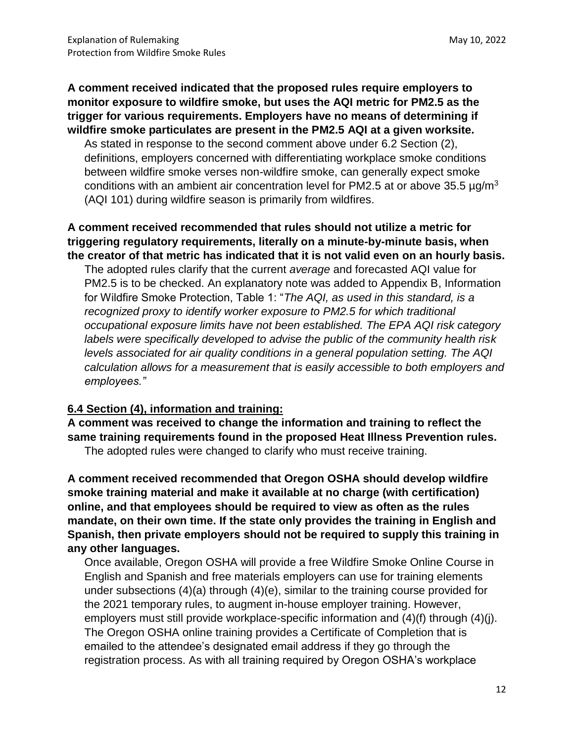**A comment received indicated that the proposed rules require employers to monitor exposure to wildfire smoke, but uses the AQI metric for PM2.5 as the trigger for various requirements. Employers have no means of determining if wildfire smoke particulates are present in the PM2.5 AQI at a given worksite.**

As stated in response to the second comment above under 6.2 Section (2), definitions, employers concerned with differentiating workplace smoke conditions between wildfire smoke verses non-wildfire smoke, can generally expect smoke conditions with an ambient air concentration level for PM2.5 at or above 35.5 µg/$m^3$ (AQI 101) during wildfire season is primarily from wildfires.

**A comment received recommended that rules should not utilize a metric for triggering regulatory requirements, literally on a minute-by-minute basis, when the creator of that metric has indicated that it is not valid even on an hourly basis.**

The adopted rules clarify that the current *average* and forecasted AQI value for PM2.5 is to be checked. An explanatory note was added to Appendix B, Information for Wildfire Smoke Protection, Table 1: "*The AQI, as used in this standard, is a recognized proxy to identify worker exposure to PM2.5 for which traditional occupational exposure limits have not been established. The EPA AQI risk category labels were specifically developed to advise the public of the community health risk levels associated for air quality conditions in a general population setting. The AQI calculation allows for a measurement that is easily accessible to both employers and employees."*

**6.4 Section (4), information and training:**

**A comment was received to change the information and training to reflect the same training requirements found in the proposed Heat Illness Prevention rules.**

The adopted rules were changed to clarify who must receive training.

**A comment received recommended that Oregon OSHA should develop wildfire smoke training material and make it available at no charge (with certification) online, and that employees should be required to view as often as the rules mandate, on their own time. If the state only provides the training in English and Spanish, then private employers should not be required to supply this training in any other languages.**

Once available, Oregon OSHA will provide a free Wildfire Smoke Online Course in English and Spanish and free materials employers can use for training elements under subsections (4)(a) through (4)(e), similar to the training course provided for the 2021 temporary rules, to augment in-house employer training. However, employers must still provide workplace-specific information and (4)(f) through (4)(j). The Oregon OSHA online training provides a Certificate of Completion that is emailed to the attendee's designated email address if they go through the registration process. As with all training required by Oregon OSHA's workplace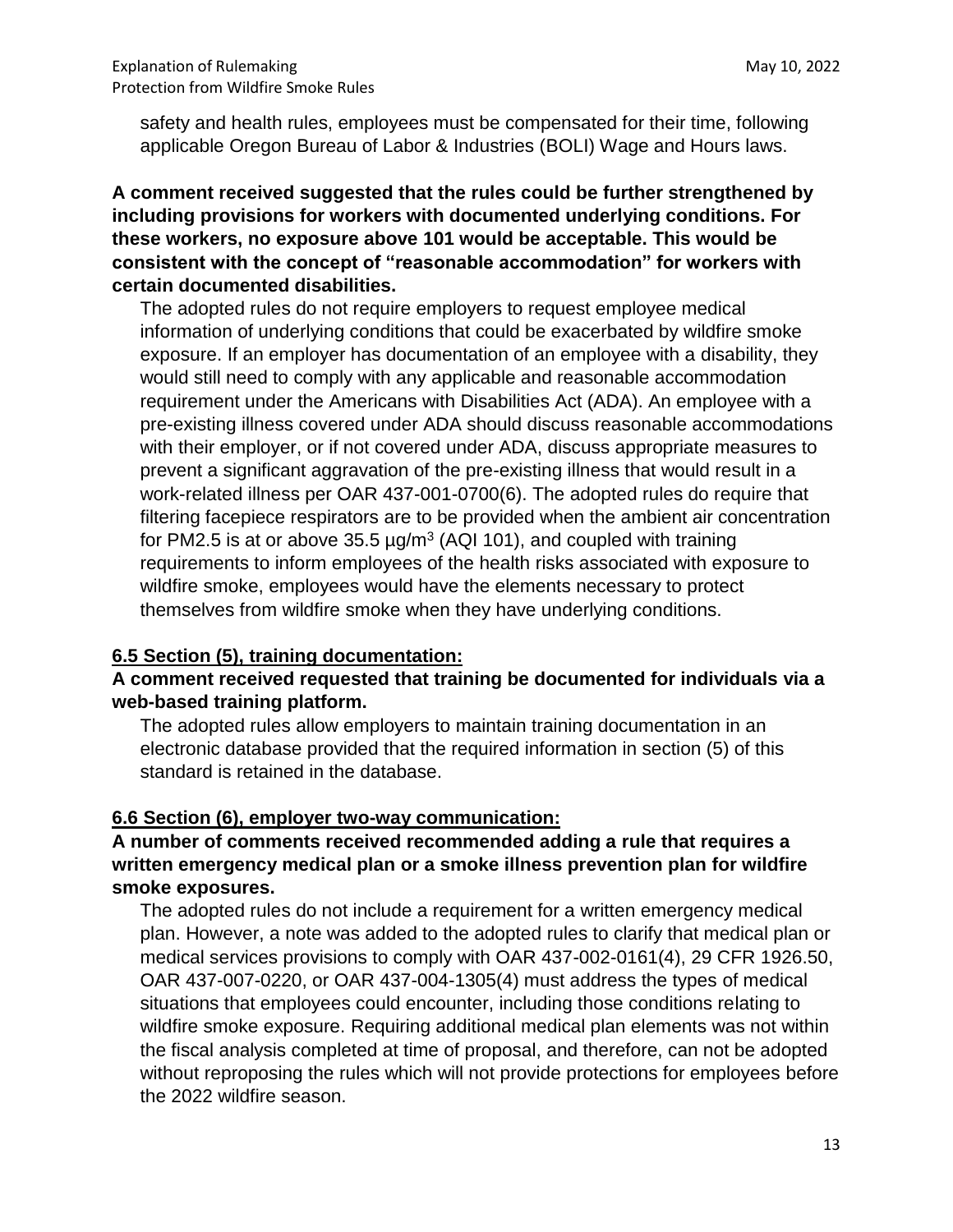safety and health rules, employees must be compensated for their time, following applicable Oregon Bureau of Labor & Industries (BOLI) Wage and Hours laws.

**A comment received suggested that the rules could be further strengthened by including provisions for workers with documented underlying conditions. For these workers, no exposure above 101 would be acceptable. This would be consistent with the concept of "reasonable accommodation" for workers with certain documented disabilities.**

The adopted rules do not require employers to request employee medical information of underlying conditions that could be exacerbated by wildfire smoke exposure. If an employer has documentation of an employee with a disability, they would still need to comply with any applicable and reasonable accommodation requirement under the Americans with Disabilities Act (ADA). An employee with a pre-existing illness covered under ADA should discuss reasonable accommodations with their employer, or if not covered under ADA, discuss appropriate measures to prevent a significant aggravation of the pre-existing illness that would result in a work-related illness per OAR 437-001-0700(6). The adopted rules do require that filtering facepiece respirators are to be provided when the ambient air concentration for PM2.5 is at or above 35.5 $\mu g/m^3$ (AQI 101), and coupled with training requirements to inform employees of the health risks associated with exposure to wildfire smoke, employees would have the elements necessary to protect themselves from wildfire smoke when they have underlying conditions.

## 6.5 Section (5), training documentation:

**A comment received requested that training be documented for individuals via a web-based training platform.**

The adopted rules allow employers to maintain training documentation in an electronic database provided that the required information in section (5) of this standard is retained in the database.

## 6.6 Section (6), employer two-way communication:

**A number of comments received recommended adding a rule that requires a written emergency medical plan or a smoke illness prevention plan for wildfire smoke exposures.**

The adopted rules do not include a requirement for a written emergency medical plan. However, a note was added to the adopted rules to clarify that medical plan or medical services provisions to comply with OAR 437-002-0161(4), 29 CFR 1926.50, OAR 437-007-0220, or OAR 437-004-1305(4) must address the types of medical situations that employees could encounter, including those conditions relating to wildfire smoke exposure. Requiring additional medical plan elements was not within the fiscal analysis completed at time of proposal, and therefore, can not be adopted without reproposing the rules which will not provide protections for employees before the 2022 wildfire season.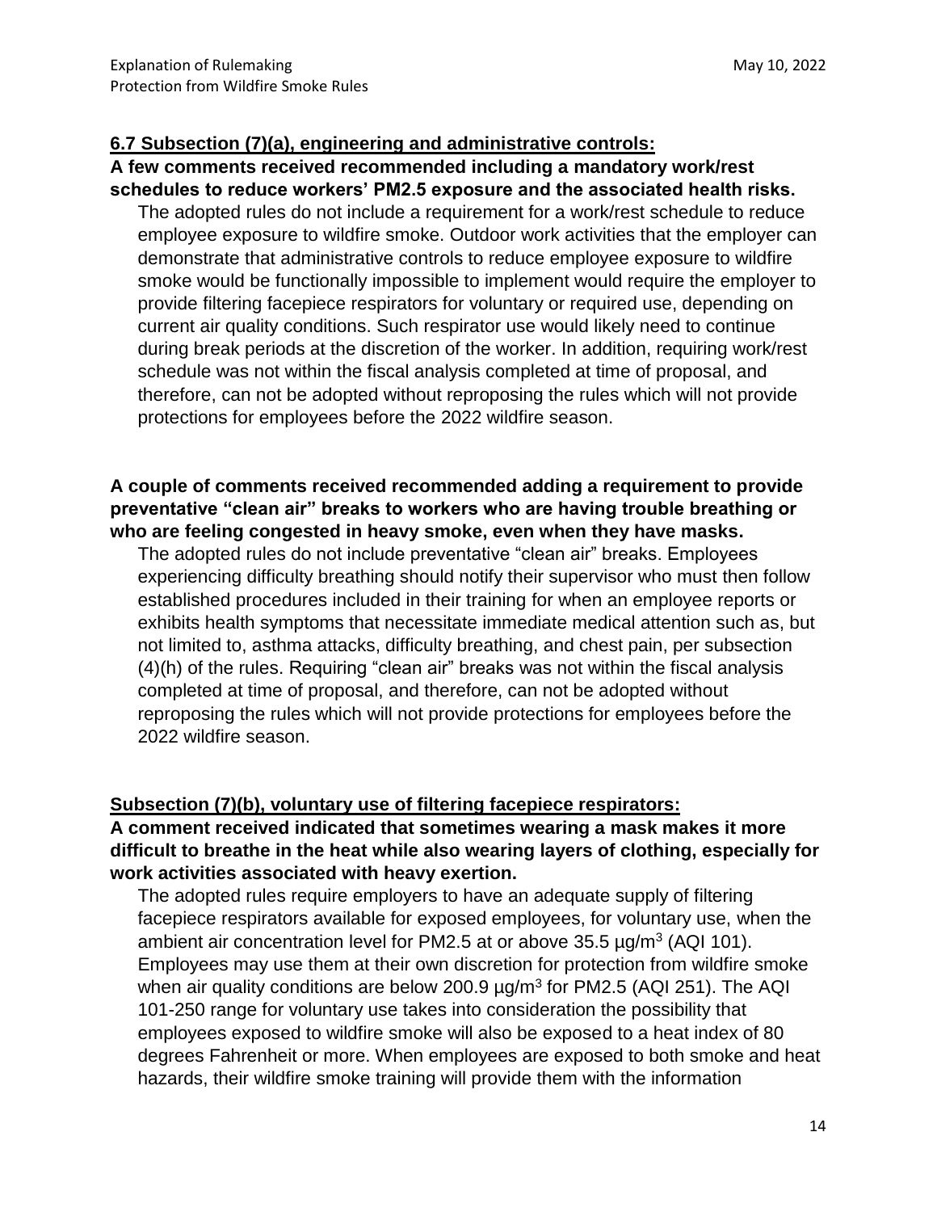**6.7 Subsection (7)(a), engineering and administrative controls:**

**A few comments received recommended including a mandatory work/rest schedules to reduce workers' PM2.5 exposure and the associated health risks.**

The adopted rules do not include a requirement for a work/rest schedule to reduce employee exposure to wildfire smoke. Outdoor work activities that the employer can demonstrate that administrative controls to reduce employee exposure to wildfire smoke would be functionally impossible to implement would require the employer to provide filtering facepiece respirators for voluntary or required use, depending on current air quality conditions. Such respirator use would likely need to continue during break periods at the discretion of the worker. In addition, requiring work/rest schedule was not within the fiscal analysis completed at time of proposal, and therefore, can not be adopted without reproposing the rules which will not provide protections for employees before the 2022 wildfire season.

**A couple of comments received recommended adding a requirement to provide preventative "clean air" breaks to workers who are having trouble breathing or who are feeling congested in heavy smoke, even when they have masks.**

The adopted rules do not include preventative "clean air" breaks. Employees experiencing difficulty breathing should notify their supervisor who must then follow established procedures included in their training for when an employee reports or exhibits health symptoms that necessitate immediate medical attention such as, but not limited to, asthma attacks, difficulty breathing, and chest pain, per subsection (4)(h) of the rules. Requiring "clean air" breaks was not within the fiscal analysis completed at time of proposal, and therefore, can not be adopted without reproposing the rules which will not provide protections for employees before the 2022 wildfire season.

**Subsection (7)(b), voluntary use of filtering facepiece respirators:**

**A comment received indicated that sometimes wearing a mask makes it more difficult to breathe in the heat while also wearing layers of clothing, especially for work activities associated with heavy exertion.**

The adopted rules require employers to have an adequate supply of filtering facepiece respirators available for exposed employees, for voluntary use, when the ambient air concentration level for PM2.5 at or above 35.5 µg/m$^3$ (AQI 101). Employees may use them at their own discretion for protection from wildfire smoke when air quality conditions are below 200.9 µg/m$^3$ for PM2.5 (AQI 251). The AQI 101-250 range for voluntary use takes into consideration the possibility that employees exposed to wildfire smoke will also be exposed to a heat index of 80 degrees Fahrenheit or more. When employees are exposed to both smoke and heat hazards, their wildfire smoke training will provide them with the information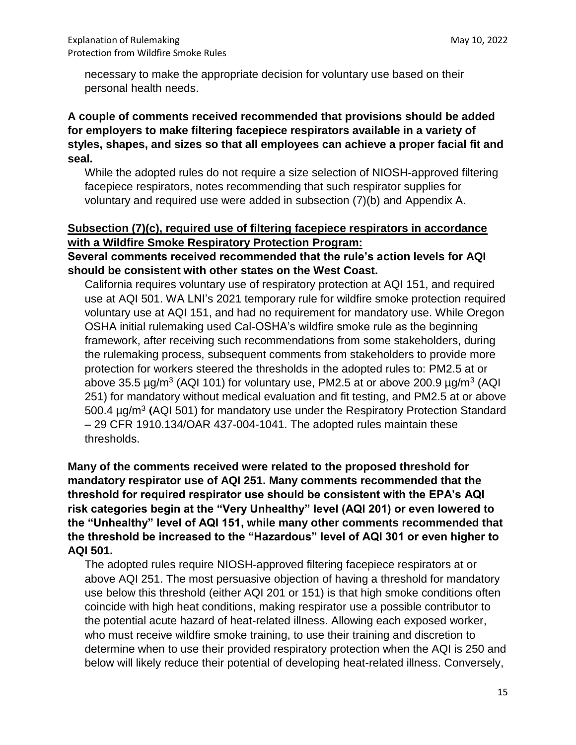necessary to make the appropriate decision for voluntary use based on their personal health needs.

**A couple of comments received recommended that provisions should be added for employers to make filtering facepiece respirators available in a variety of styles, shapes, and sizes so that all employees can achieve a proper facial fit and seal.**

While the adopted rules do not require a size selection of NIOSH-approved filtering facepiece respirators, notes recommending that such respirator supplies for voluntary and required use were added in subsection (7)(b) and Appendix A.

**Subsection (7)(c), required use of filtering facepiece respirators in accordance with a Wildfire Smoke Respiratory Protection Program:**

**Several comments received recommended that the rule's action levels for AQI should be consistent with other states on the West Coast.**

California requires voluntary use of respiratory protection at AQI 151, and required use at AQI 501. WA LNI's 2021 temporary rule for wildfire smoke protection required voluntary use at AQI 151, and had no requirement for mandatory use. While Oregon OSHA initial rulemaking used Cal-OSHA's wildfire smoke rule as the beginning framework, after receiving such recommendations from some stakeholders, during the rulemaking process, subsequent comments from stakeholders to provide more protection for workers steered the thresholds in the adopted rules to: PM2.5 at or above 35.5 µg/m$^3$ (AQI 101) for voluntary use, PM2.5 at or above 200.9 µg/m$^3$ (AQI 251) for mandatory without medical evaluation and fit testing, and PM2.5 at or above 500.4 µg/m$^3$ (AQI 501) for mandatory use under the Respiratory Protection Standard – 29 CFR 1910.134/OAR 437-004-1041. The adopted rules maintain these thresholds.

**Many of the comments received were related to the proposed threshold for mandatory respirator use of AQI 251. Many comments recommended that the threshold for required respirator use should be consistent with the EPA's AQI risk categories begin at the "Very Unhealthy" level (AQI 201) or even lowered to the "Unhealthy" level of AQI 151, while many other comments recommended that the threshold be increased to the "Hazardous" level of AQI 301 or even higher to AQI 501.**

The adopted rules require NIOSH-approved filtering facepiece respirators at or above AQI 251. The most persuasive objection of having a threshold for mandatory use below this threshold (either AQI 201 or 151) is that high smoke conditions often coincide with high heat conditions, making respirator use a possible contributor to the potential acute hazard of heat-related illness. Allowing each exposed worker, who must receive wildfire smoke training, to use their training and discretion to determine when to use their provided respiratory protection when the AQI is 250 and below will likely reduce their potential of developing heat-related illness. Conversely,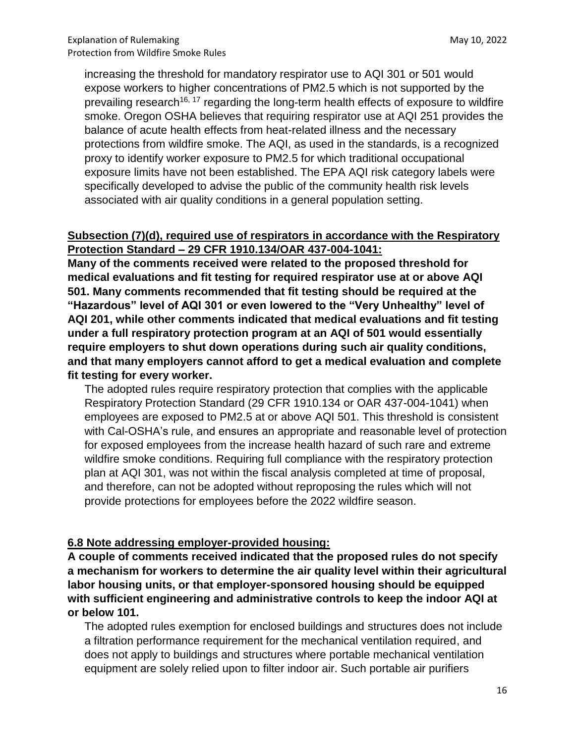increasing the threshold for mandatory respirator use to AQI 301 or 501 would expose workers to higher concentrations of PM2.5 which is not supported by the prevailing research[16, 17] regarding the long-term health effects of exposure to wildfire smoke. Oregon OSHA believes that requiring respirator use at AQI 251 provides the balance of acute health effects from heat-related illness and the necessary protections from wildfire smoke. The AQI, as used in the standards, is a recognized proxy to identify worker exposure to PM2.5 for which traditional occupational exposure limits have not been established. The EPA AQI risk category labels were specifically developed to advise the public of the community health risk levels associated with air quality conditions in a general population setting.

**Subsection (7)(d), required use of respirators in accordance with the Respiratory Protection Standard – 29 CFR 1910.134/OAR 437-004-1041:**

**Many of the comments received were related to the proposed threshold for medical evaluations and fit testing for required respirator use at or above AQI 501. Many comments recommended that fit testing should be required at the "Hazardous" level of AQI 301 or even lowered to the "Very Unhealthy" level of AQI 201, while other comments indicated that medical evaluations and fit testing under a full respiratory protection program at an AQI of 501 would essentially require employers to shut down operations during such air quality conditions, and that many employers cannot afford to get a medical evaluation and complete fit testing for every worker.**

The adopted rules require respiratory protection that complies with the applicable Respiratory Protection Standard (29 CFR 1910.134 or OAR 437-004-1041) when employees are exposed to PM2.5 at or above AQI 501. This threshold is consistent with Cal-OSHA's rule, and ensures an appropriate and reasonable level of protection for exposed employees from the increase health hazard of such rare and extreme wildfire smoke conditions. Requiring full compliance with the respiratory protection plan at AQI 301, was not within the fiscal analysis completed at time of proposal, and therefore, can not be adopted without reproposing the rules which will not provide protections for employees before the 2022 wildfire season.

**6.8 Note addressing employer-provided housing:**

**A couple of comments received indicated that the proposed rules do not specify a mechanism for workers to determine the air quality level within their agricultural labor housing units, or that employer-sponsored housing should be equipped with sufficient engineering and administrative controls to keep the indoor AQI at or below 101.**

The adopted rules exemption for enclosed buildings and structures does not include a filtration performance requirement for the mechanical ventilation required, and does not apply to buildings and structures where portable mechanical ventilation equipment are solely relied upon to filter indoor air. Such portable air purifiers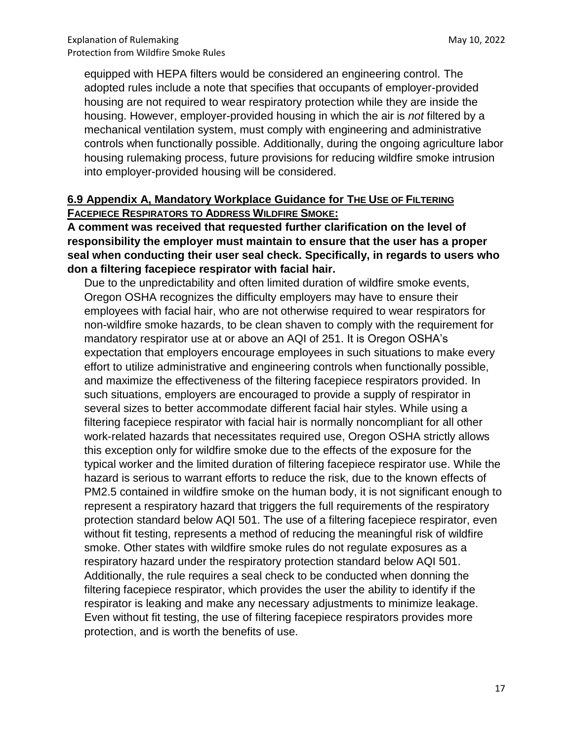equipped with HEPA filters would be considered an engineering control. The adopted rules include a note that specifies that occupants of employer-provided housing are not required to wear respiratory protection while they are inside the housing. However, employer-provided housing in which the air is *not* filtered by a mechanical ventilation system, must comply with engineering and administrative controls when functionally possible. Additionally, during the ongoing agriculture labor housing rulemaking process, future provisions for reducing wildfire smoke intrusion into employer-provided housing will be considered.

## 6.9 Appendix A, Mandatory Workplace Guidance for The Use of Filtering Facepiece Respirators to Address Wildfire Smoke:

**A comment was received that requested further clarification on the level of responsibility the employer must maintain to ensure that the user has a proper seal when conducting their user seal check. Specifically, in regards to users who don a filtering facepiece respirator with facial hair.**

Due to the unpredictability and often limited duration of wildfire smoke events, Oregon OSHA recognizes the difficulty employers may have to ensure their employees with facial hair, who are not otherwise required to wear respirators for non-wildfire smoke hazards, to be clean shaven to comply with the requirement for mandatory respirator use at or above an AQI of 251. It is Oregon OSHA's expectation that employers encourage employees in such situations to make every effort to utilize administrative and engineering controls when functionally possible, and maximize the effectiveness of the filtering facepiece respirators provided. In such situations, employers are encouraged to provide a supply of respirator in several sizes to better accommodate different facial hair styles. While using a filtering facepiece respirator with facial hair is normally noncompliant for all other work-related hazards that necessitates required use, Oregon OSHA strictly allows this exception only for wildfire smoke due to the effects of the exposure for the typical worker and the limited duration of filtering facepiece respirator use. While the hazard is serious to warrant efforts to reduce the risk, due to the known effects of PM2.5 contained in wildfire smoke on the human body, it is not significant enough to represent a respiratory hazard that triggers the full requirements of the respiratory protection standard below AQI 501. The use of a filtering facepiece respirator, even without fit testing, represents a method of reducing the meaningful risk of wildfire smoke. Other states with wildfire smoke rules do not regulate exposures as a respiratory hazard under the respiratory protection standard below AQI 501. Additionally, the rule requires a seal check to be conducted when donning the filtering facepiece respirator, which provides the user the ability to identify if the respirator is leaking and make any necessary adjustments to minimize leakage. Even without fit testing, the use of filtering facepiece respirators provides more protection, and is worth the benefits of use.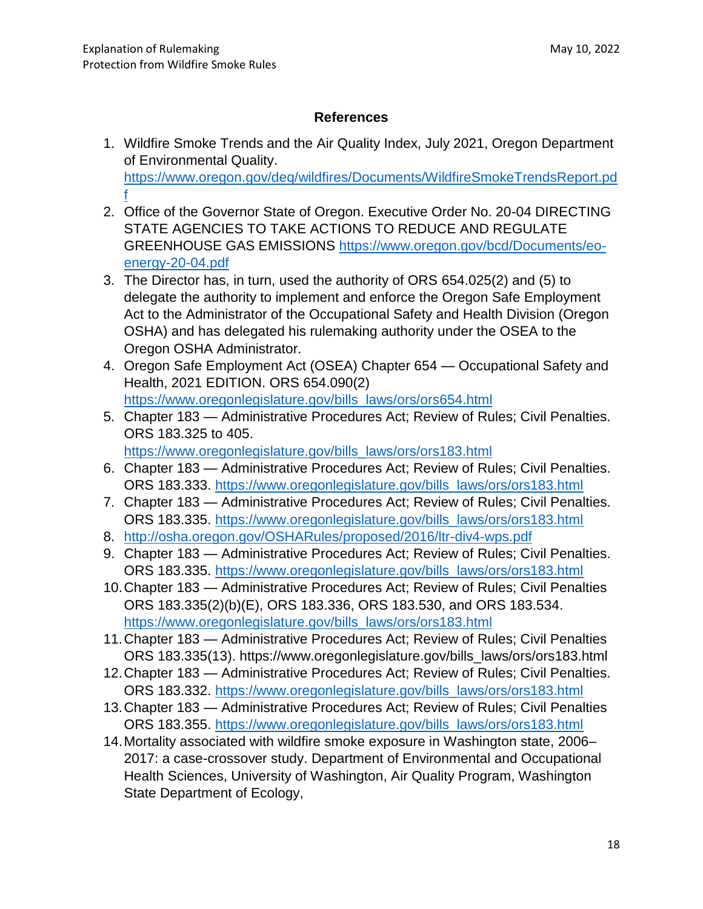## References

1. Wildfire Smoke Trends and the Air Quality Index, July 2021, Oregon Department of Environmental Quality. https://www.oregon.gov/deq/wildfires/Documents/WildfireSmokeTrendsReport.pdf
2. Office of the Governor State of Oregon. Executive Order No. 20-04 DIRECTING STATE AGENCIES TO TAKE ACTIONS TO REDUCE AND REGULATE GREENHOUSE GAS EMISSIONS https://www.oregon.gov/bcd/Documents/eo-energy-20-04.pdf
3. The Director has, in turn, used the authority of ORS 654.025(2) and (5) to delegate the authority to implement and enforce the Oregon Safe Employment Act to the Administrator of the Occupational Safety and Health Division (Oregon OSHA) and has delegated his rulemaking authority under the OSEA to the Oregon OSHA Administrator.
4. Oregon Safe Employment Act (OSEA) Chapter 654 — Occupational Safety and Health, 2021 EDITION. ORS 654.090(2) https://www.oregonlegislature.gov/bills_laws/ors/ors654.html
5. Chapter 183 — Administrative Procedures Act; Review of Rules; Civil Penalties. ORS 183.325 to 405. https://www.oregonlegislature.gov/bills_laws/ors/ors183.html
6. Chapter 183 — Administrative Procedures Act; Review of Rules; Civil Penalties. ORS 183.333. https://www.oregonlegislature.gov/bills_laws/ors/ors183.html
7. Chapter 183 — Administrative Procedures Act; Review of Rules; Civil Penalties. ORS 183.335. https://www.oregonlegislature.gov/bills_laws/ors/ors183.html
8. http://osha.oregon.gov/OSHARules/proposed/2016/ltr-div4-wps.pdf
9. Chapter 183 — Administrative Procedures Act; Review of Rules; Civil Penalties. ORS 183.335. https://www.oregonlegislature.gov/bills_laws/ors/ors183.html
10. Chapter 183 — Administrative Procedures Act; Review of Rules; Civil Penalties ORS 183.335(2)(b)(E), ORS 183.336, ORS 183.530, and ORS 183.534. https://www.oregonlegislature.gov/bills_laws/ors/ors183.html
11. Chapter 183 — Administrative Procedures Act; Review of Rules; Civil Penalties ORS 183.335(13). https://www.oregonlegislature.gov/bills_laws/ors/ors183.html
12. Chapter 183 — Administrative Procedures Act; Review of Rules; Civil Penalties. ORS 183.332. https://www.oregonlegislature.gov/bills_laws/ors/ors183.html
13. Chapter 183 — Administrative Procedures Act; Review of Rules; Civil Penalties ORS 183.355. https://www.oregonlegislature.gov/bills_laws/ors/ors183.html
14. Mortality associated with wildfire smoke exposure in Washington state, 2006–2017: a case-crossover study. Department of Environmental and Occupational Health Sciences, University of Washington, Air Quality Program, Washington State Department of Ecology,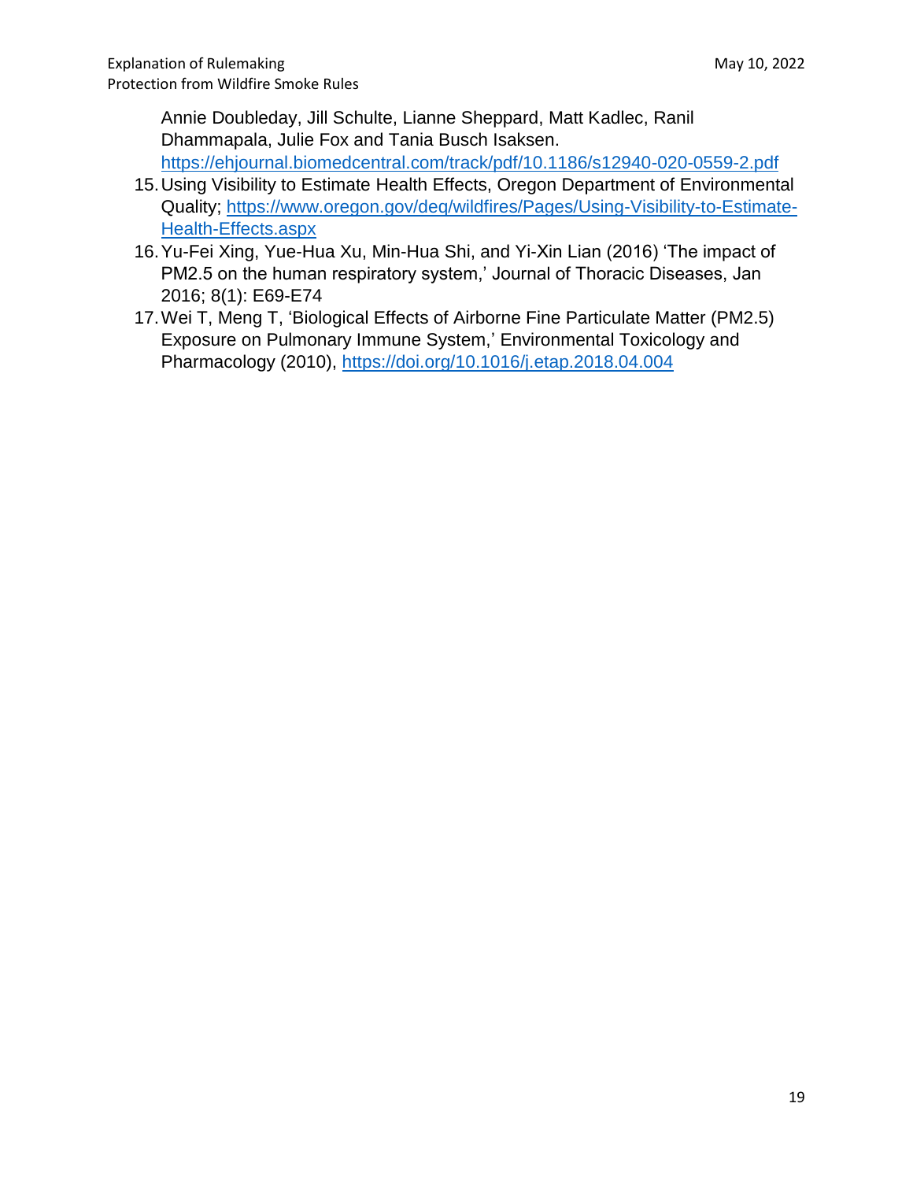Annie Doubleday, Jill Schulte, Lianne Sheppard, Matt Kadlec, Ranil Dhammapala, Julie Fox and Tania Busch Isaksen. https://ehjournal.biomedcentral.com/track/pdf/10.1186/s12940-020-0559-2.pdf

15. Using Visibility to Estimate Health Effects, Oregon Department of Environmental Quality; https://www.oregon.gov/deq/wildfires/Pages/Using-Visibility-to-Estimate-Health-Effects.aspx
16. Yu-Fei Xing, Yue-Hua Xu, Min-Hua Shi, and Yi-Xin Lian (2016) 'The impact of PM2.5 on the human respiratory system,' Journal of Thoracic Diseases, Jan 2016; 8(1): E69-E74
17. Wei T, Meng T, 'Biological Effects of Airborne Fine Particulate Matter (PM2.5) Exposure on Pulmonary Immune System,' Environmental Toxicology and Pharmacology (2010), https://doi.org/10.1016/j.etap.2018.04.004